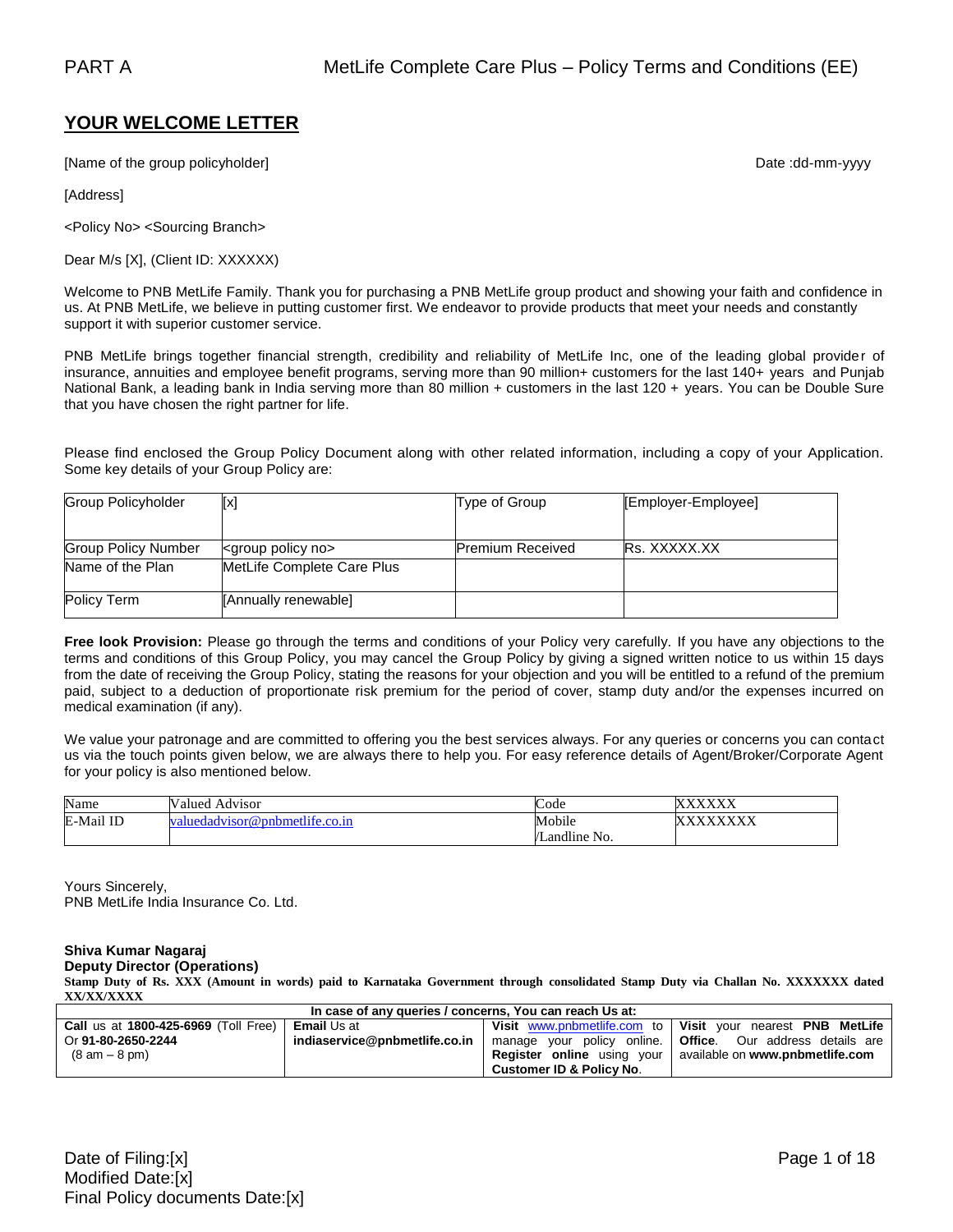PART A MetLife Complete Care Plus – Policy Terms and Conditions (EE)

## YOUR WELCOME LETTER

[Name of the group policyholder] Date :dd-mm-yyyy

[Address]

<Policy No> <Sourcing Branch>

Dear M/s [X], (Client ID: XXXXXX)

Welcome to PNB MetLife Family. Thank you for purchasing a PNB MetLife group product and showing your faith and confidence in us. At PNB MetLife, we believe in putting customer first. We endeavor to provide products that meet your needs and constantly support it with superior customer service.

PNB MetLife brings together financial strength, credibility and reliability of MetLife Inc, one of the leading global provider of insurance, annuities and employee benefit programs, serving more than 90 million+ customers for the last 140+ years and Punjab National Bank, a leading bank in India serving more than 80 million + customers in the last 120 + years. You can be Double Sure that you have chosen the right partner for life.

Please find enclosed the Group Policy Document along with other related information, including a copy of your Application. Some key details of your Group Policy are:

| | | | |
|---|---|---|---|
| Group Policyholder | [x] | Type of Group | [Employer-Employee] |
| Group Policy Number | <group policy no> | Premium Received | Rs. XXXXX.XX |
| Name of the Plan | MetLife Complete Care Plus | | |
| Policy Term | [Annually renewable] | | |

**Free look Provision:** Please go through the terms and conditions of your Policy very carefully. If you have any objections to the terms and conditions of this Group Policy, you may cancel the Group Policy by giving a signed written notice to us within 15 days from the date of receiving the Group Policy, stating the reasons for your objection and you will be entitled to a refund of the premium paid, subject to a deduction of proportionate risk premium for the period of cover, stamp duty and/or the expenses incurred on medical examination (if any).

We value your patronage and are committed to offering you the best services always. For any queries or concerns you can contact us via the touch points given below, we are always there to help you. For easy reference details of Agent/Broker/Corporate Agent for your policy is also mentioned below.

| | | | |
|---|---|---|---|
| Name | Valued Advisor | Code | XXXXXX |
| E-Mail ID | valuedadvisor@pnbmetlife.co.in | Mobile /Landline No. | XXXXXXXX |

Yours Sincerely,
PNB MetLife India Insurance Co. Ltd.

**Shiva Kumar Nagaraj**
**Deputy Director (Operations)**
**Stamp Duty of Rs. XXX (Amount in words) paid to Karnataka Government through consolidated Stamp Duty via Challan No. XXXXXXX dated XX/XX/XXXX**

| In case of any queries / concerns, You can reach Us at: | | | |
|---|---|---|---|
| **Call** us at **1800-425-6969** (Toll Free) Or **91-80-2650-2244** (8 am – 8 pm) | **Email** Us at **indiaservice@pnbmetlife.co.in** | **Visit** www.pnbmetlife.com to manage your policy online. **Register online** using your **Customer ID & Policy No**. | **Visit** your nearest **PNB MetLife Office**. Our address details are available on **www.pnbmetlife.com** |

Date of Filing:[x]
Modified Date:[x]
Final Policy documents Date:[x]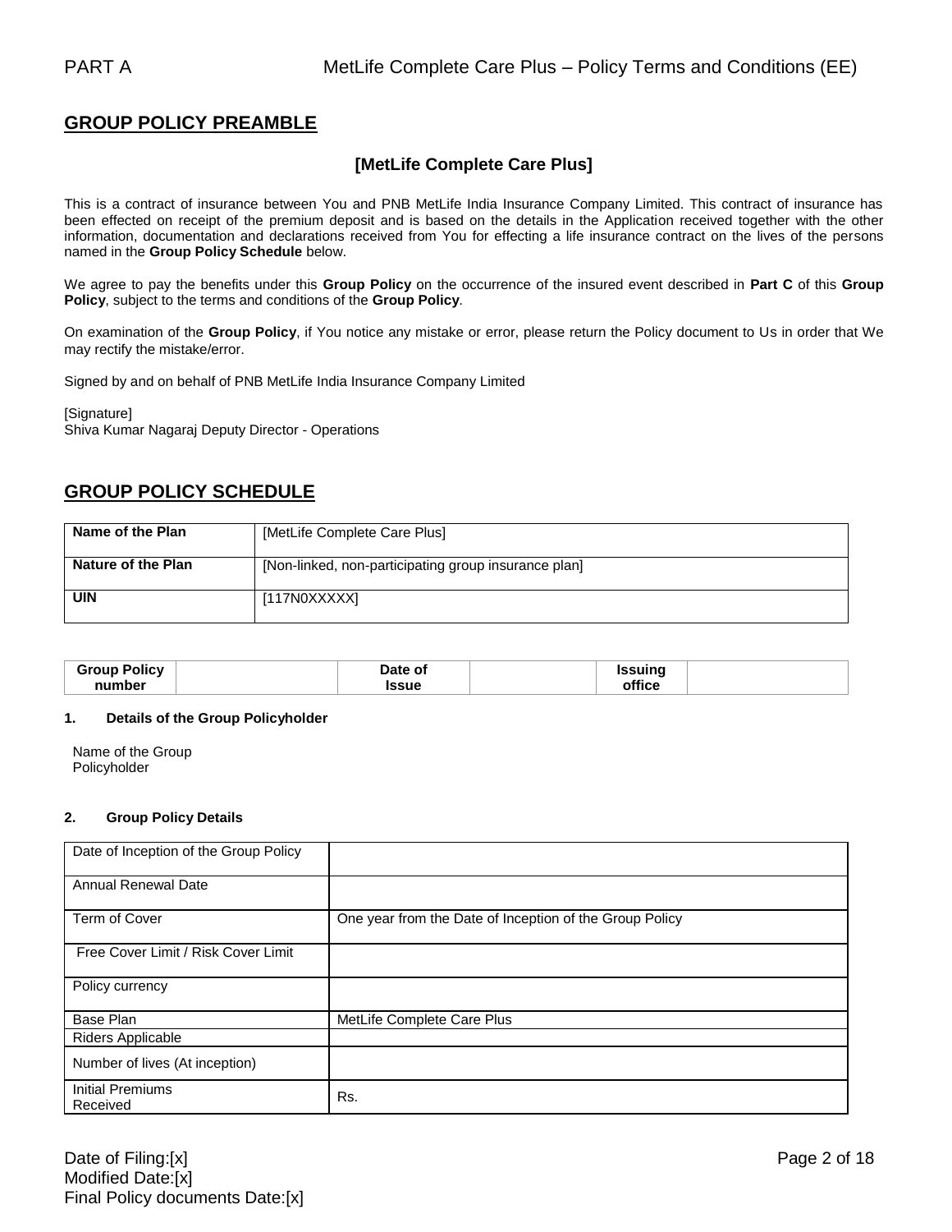## GROUP POLICY PREAMBLE

### [MetLife Complete Care Plus]

This is a contract of insurance between You and PNB MetLife India Insurance Company Limited. This contract of insurance has been effected on receipt of the premium deposit and is based on the details in the Application received together with the other information, documentation and declarations received from You for effecting a life insurance contract on the lives of the persons named in the **Group Policy Schedule** below.

We agree to pay the benefits under this **Group Policy** on the occurrence of the insured event described in **Part C** of this **Group Policy**, subject to the terms and conditions of the **Group Policy**.

On examination of the **Group Policy**, if You notice any mistake or error, please return the Policy document to Us in order that We may rectify the mistake/error.

Signed by and on behalf of PNB MetLife India Insurance Company Limited

[Signature]
Shiva Kumar Nagaraj Deputy Director - Operations

## GROUP POLICY SCHEDULE

| | |
|---|---|
| **Name of the Plan** | [MetLife Complete Care Plus] |
| **Nature of the Plan** | [Non-linked, non-participating group insurance plan] |
| **UIN** | [117N0XXXXX] |

| | | | | | |
|---|---|---|---|---|---|
| **Group Policy number** | | **Date of Issue** | | **Issuing office** | |

**1. Details of the Group Policyholder**

Name of the Group Policyholder

**2. Group Policy Details**

| | |
|---|---|
| Date of Inception of the Group Policy | |
| Annual Renewal Date | |
| Term of Cover | One year from the Date of Inception of the Group Policy |
| Free Cover Limit / Risk Cover Limit | |
| Policy currency | |
| Base Plan | MetLife Complete Care Plus |
| Riders Applicable | |
| Number of lives (At inception) | |
| Initial Premiums Received | Rs. |

Date of Filing:[x]
Modified Date:[x]
Final Policy documents Date:[x]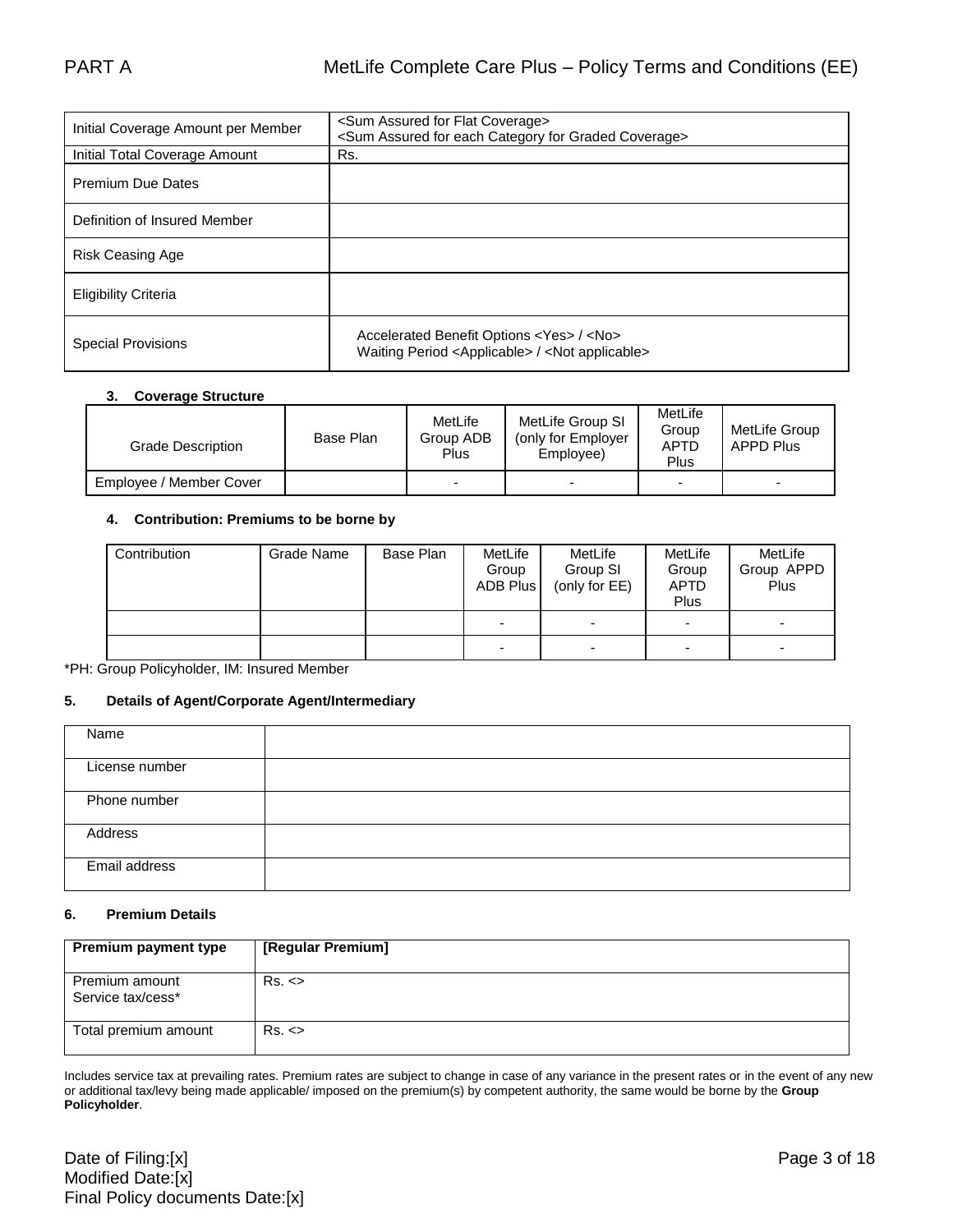| | |
|---|---|
| Initial Coverage Amount per Member | <Sum Assured for Flat Coverage> <Sum Assured for each Category for Graded Coverage> |
| Initial Total Coverage Amount | Rs. |
| Premium Due Dates | |
| Definition of Insured Member | |
| Risk Ceasing Age | |
| Eligibility Criteria | |
| Special Provisions | Accelerated Benefit Options <Yes> / <No> Waiting Period <Applicable> / <Not applicable> |

### 3. Coverage Structure

| Grade Description | Base Plan | MetLife Group ADB Plus | MetLife Group SI (only for Employer Employee) | MetLife Group APTD Plus | MetLife Group APPD Plus |
|---|---|---|---|---|---|
| Employee / Member Cover | | - | - | - | - |

### 4. Contribution: Premiums to be borne by

| Contribution | Grade Name | Base Plan | MetLife Group ADB Plus | MetLife Group SI (only for EE) | MetLife Group APTD Plus | MetLife Group APPD Plus |
|---|---|---|---|---|---|---|
| | | | - | - | - | - |
| | | | - | - | - | - |

*PH: Group Policyholder, IM: Insured Member

### 5. Details of Agent/Corporate Agent/Intermediary

| | |
|---|---|
| Name | |
| License number | |
| Phone number | |
| Address | |
| Email address | |

### 6. Premium Details

| **Premium payment type** | **[Regular Premium]** |
|---|---|
| Premium amount Service tax/cess* | Rs. <> |
| Total premium amount | Rs. <> |

Includes service tax at prevailing rates. Premium rates are subject to change in case of any variance in the present rates or in the event of any new or additional tax/levy being made applicable/ imposed on the premium(s) by competent authority, the same would be borne by the **Group Policyholder**.

Date of Filing:[x]
Modified Date:[x]
Final Policy documents Date:[x]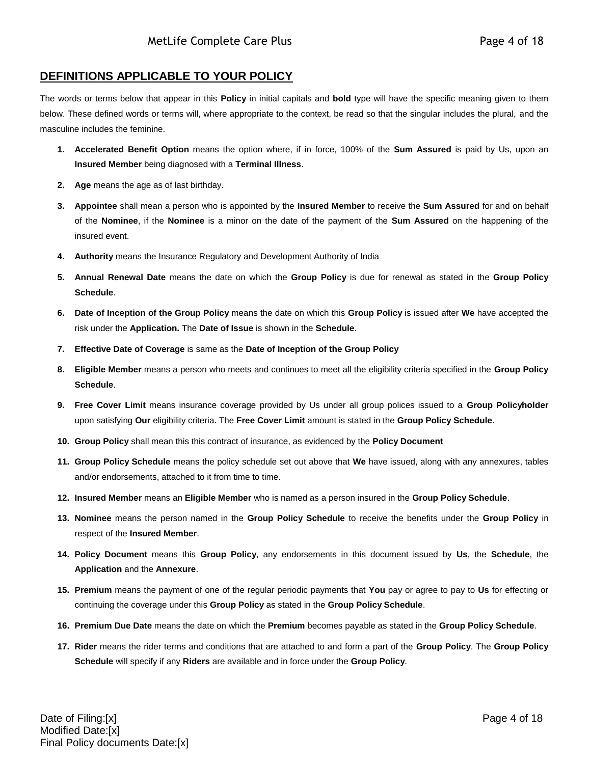## DEFINITIONS APPLICABLE TO YOUR POLICY

The words or terms below that appear in this **Policy** in initial capitals and **bold** type will have the specific meaning given to them below. These defined words or terms will, where appropriate to the context, be read so that the singular includes the plural, and the masculine includes the feminine.

1. **Accelerated Benefit Option** means the option where, if in force, 100% of the **Sum Assured** is paid by Us, upon an **Insured Member** being diagnosed with a **Terminal Illness**.
2. **Age** means the age as of last birthday.
3. **Appointee** shall mean a person who is appointed by the **Insured Member** to receive the **Sum Assured** for and on behalf of the **Nominee**, if the **Nominee** is a minor on the date of the payment of the **Sum Assured** on the happening of the insured event.
4. **Authority** means the Insurance Regulatory and Development Authority of India
5. **Annual Renewal Date** means the date on which the **Group Policy** is due for renewal as stated in the **Group Policy Schedule**.
6. **Date of Inception of the Group Policy** means the date on which this **Group Policy** is issued after **We** have accepted the risk under the **Application.** The **Date of Issue** is shown in the **Schedule**.
7. **Effective Date of Coverage** is same as the **Date of Inception of the Group Policy**
8. **Eligible Member** means a person who meets and continues to meet all the eligibility criteria specified in the **Group Policy Schedule**.
9. **Free Cover Limit** means insurance coverage provided by Us under all group polices issued to a **Group Policyholder** upon satisfying **Our** eligibility criteria**.** The **Free Cover Limit** amount is stated in the **Group Policy Schedule**.
10. **Group Policy** shall mean this this contract of insurance, as evidenced by the **Policy Document**
11. **Group Policy Schedule** means the policy schedule set out above that **We** have issued, along with any annexures, tables and/or endorsements, attached to it from time to time.
12. **Insured Member** means an **Eligible Member** who is named as a person insured in the **Group Policy Schedule**.
13. **Nominee** means the person named in the **Group Policy Schedule** to receive the benefits under the **Group Policy** in respect of the **Insured Member**.
14. **Policy Document** means this **Group Policy**, any endorsements in this document issued by **Us**, the **Schedule**, the **Application** and the **Annexure**.
15. **Premium** means the payment of one of the regular periodic payments that **You** pay or agree to pay to **Us** for effecting or continuing the coverage under this **Group Policy** as stated in the **Group Policy Schedule**.
16. **Premium Due Date** means the date on which the **Premium** becomes payable as stated in the **Group Policy Schedule**.
17. **Rider** means the rider terms and conditions that are attached to and form a part of the **Group Policy**. The **Group Policy Schedule** will specify if any **Riders** are available and in force under the **Group Policy**.

Date of Filing:[x]
Modified Date:[x]
Final Policy documents Date:[x]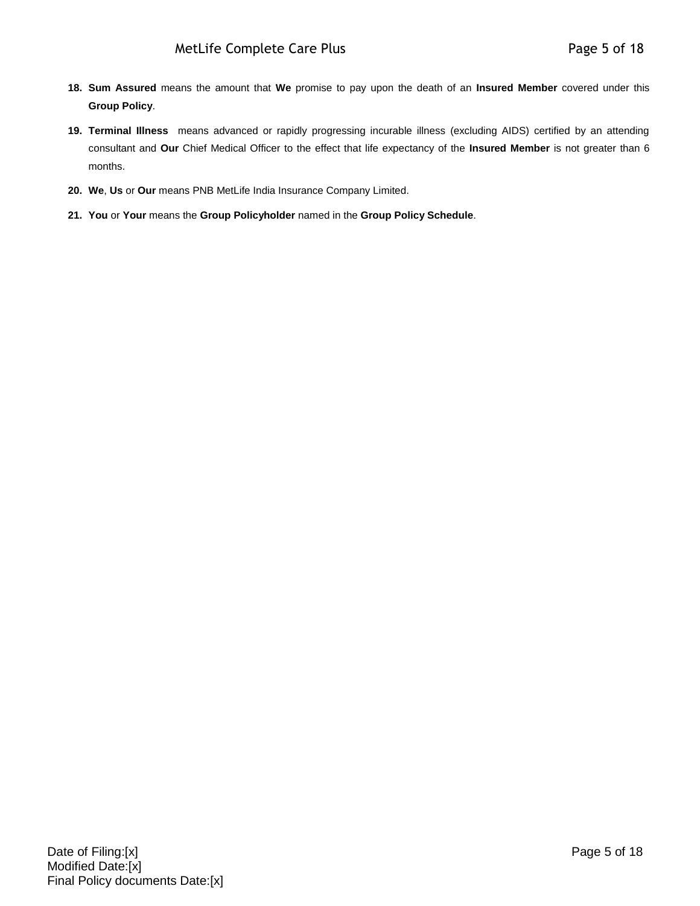18. **Sum Assured** means the amount that **We** promise to pay upon the death of an **Insured Member** covered under this **Group Policy**.

19. **Terminal Illness** means advanced or rapidly progressing incurable illness (excluding AIDS) certified by an attending consultant and **Our** Chief Medical Officer to the effect that life expectancy of the **Insured Member** is not greater than 6 months.

20. **We**, **Us** or **Our** means PNB MetLife India Insurance Company Limited.

21. **You** or **Your** means the **Group Policyholder** named in the **Group Policy Schedule**.

Date of Filing:[x]
Modified Date:[x]
Final Policy documents Date:[x]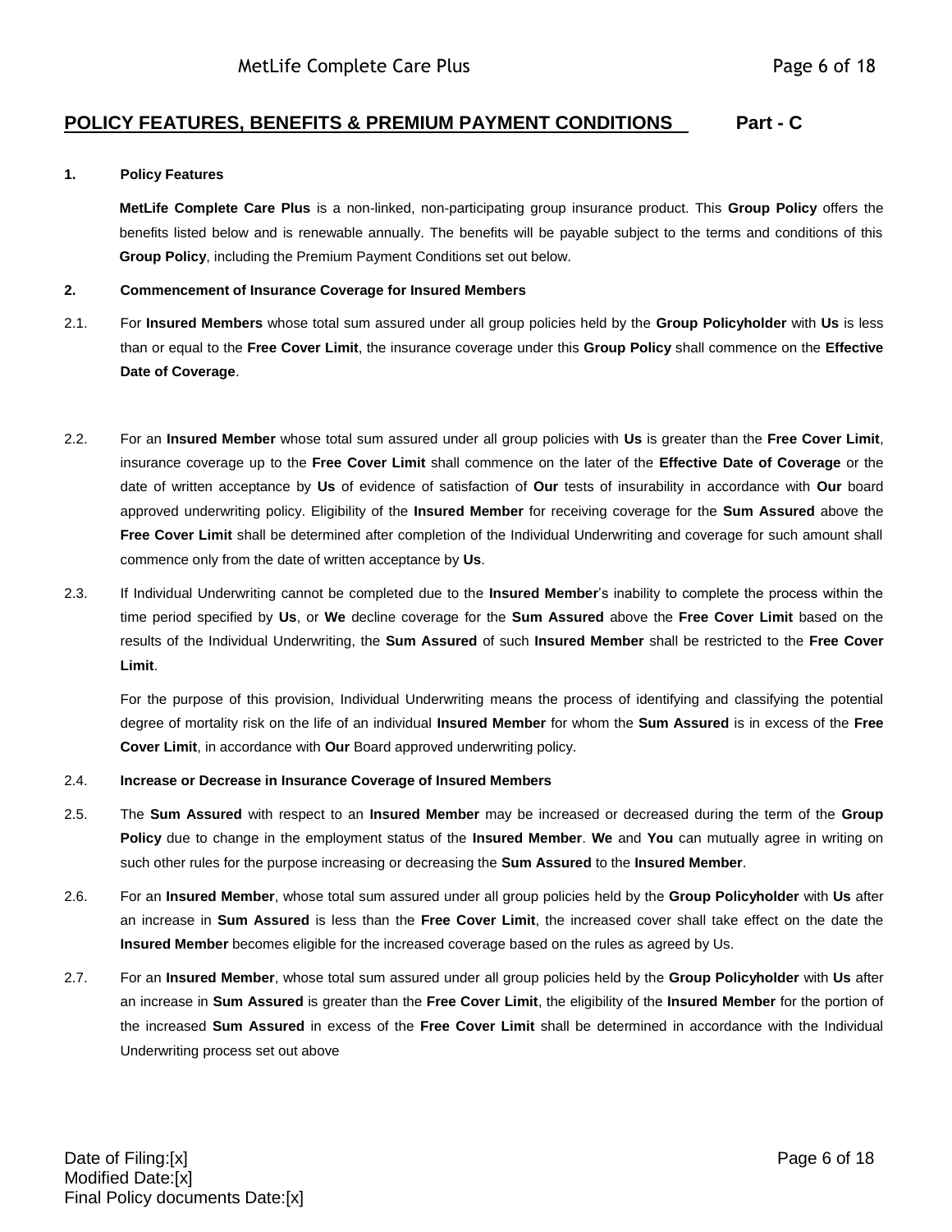## POLICY FEATURES, BENEFITS & PREMIUM PAYMENT CONDITIONS Part - C

**1. Policy Features**

**MetLife Complete Care Plus** is a non-linked, non-participating group insurance product. This **Group Policy** offers the benefits listed below and is renewable annually. The benefits will be payable subject to the terms and conditions of this **Group Policy**, including the Premium Payment Conditions set out below.

**2. Commencement of Insurance Coverage for Insured Members**

2.1. For **Insured Members** whose total sum assured under all group policies held by the **Group Policyholder** with **Us** is less than or equal to the **Free Cover Limit**, the insurance coverage under this **Group Policy** shall commence on the **Effective Date of Coverage**.

2.2. For an **Insured Member** whose total sum assured under all group policies with **Us** is greater than the **Free Cover Limit**, insurance coverage up to the **Free Cover Limit** shall commence on the later of the **Effective Date of Coverage** or the date of written acceptance by **Us** of evidence of satisfaction of **Our** tests of insurability in accordance with **Our** board approved underwriting policy. Eligibility of the **Insured Member** for receiving coverage for the **Sum Assured** above the **Free Cover Limit** shall be determined after completion of the Individual Underwriting and coverage for such amount shall commence only from the date of written acceptance by **Us**.

2.3. If Individual Underwriting cannot be completed due to the **Insured Member**'s inability to complete the process within the time period specified by **Us**, or **We** decline coverage for the **Sum Assured** above the **Free Cover Limit** based on the results of the Individual Underwriting, the **Sum Assured** of such **Insured Member** shall be restricted to the **Free Cover Limit**.

For the purpose of this provision, Individual Underwriting means the process of identifying and classifying the potential degree of mortality risk on the life of an individual **Insured Member** for whom the **Sum Assured** is in excess of the **Free Cover Limit**, in accordance with **Our** Board approved underwriting policy.

2.4. **Increase or Decrease in Insurance Coverage of Insured Members**

2.5. The **Sum Assured** with respect to an **Insured Member** may be increased or decreased during the term of the **Group Policy** due to change in the employment status of the **Insured Member**. **We** and **You** can mutually agree in writing on such other rules for the purpose increasing or decreasing the **Sum Assured** to the **Insured Member**.

2.6. For an **Insured Member**, whose total sum assured under all group policies held by the **Group Policyholder** with **Us** after an increase in **Sum Assured** is less than the **Free Cover Limit**, the increased cover shall take effect on the date the **Insured Member** becomes eligible for the increased coverage based on the rules as agreed by Us.

2.7. For an **Insured Member**, whose total sum assured under all group policies held by the **Group Policyholder** with **Us** after an increase in **Sum Assured** is greater than the **Free Cover Limit**, the eligibility of the **Insured Member** for the portion of the increased **Sum Assured** in excess of the **Free Cover Limit** shall be determined in accordance with the Individual Underwriting process set out above

Date of Filing:[x]
Modified Date:[x]
Final Policy documents Date:[x]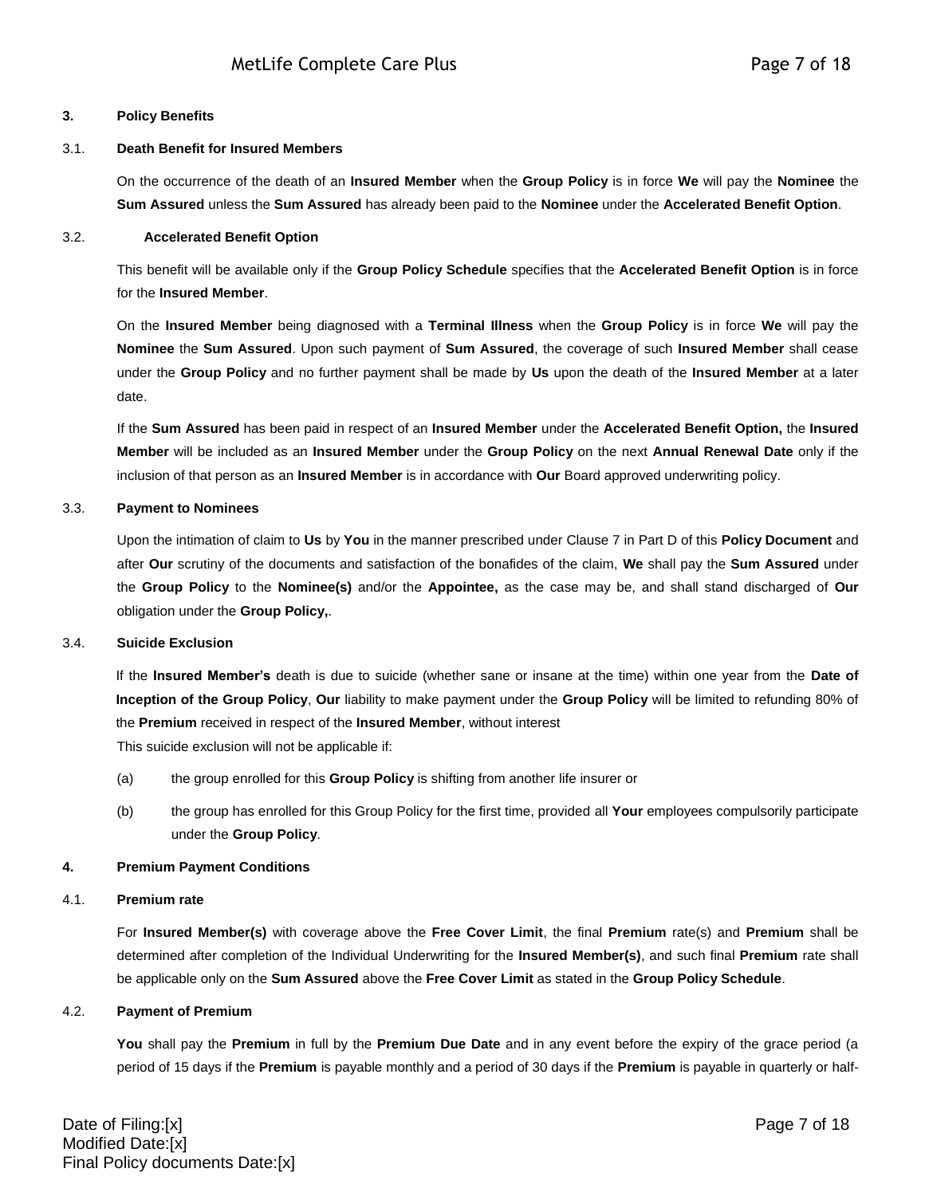### 3. Policy Benefits

#### 3.1. Death Benefit for Insured Members

On the occurrence of the death of an **Insured Member** when the **Group Policy** is in force **We** will pay the **Nominee** the **Sum Assured** unless the **Sum Assured** has already been paid to the **Nominee** under the **Accelerated Benefit Option**.

#### 3.2. Accelerated Benefit Option

This benefit will be available only if the **Group Policy Schedule** specifies that the **Accelerated Benefit Option** is in force for the **Insured Member**.

On the **Insured Member** being diagnosed with a **Terminal Illness** when the **Group Policy** is in force **We** will pay the **Nominee** the **Sum Assured**. Upon such payment of **Sum Assured**, the coverage of such **Insured Member** shall cease under the **Group Policy** and no further payment shall be made by **Us** upon the death of the **Insured Member** at a later date.

If the **Sum Assured** has been paid in respect of an **Insured Member** under the **Accelerated Benefit Option,** the **Insured Member** will be included as an **Insured Member** under the **Group Policy** on the next **Annual Renewal Date** only if the inclusion of that person as an **Insured Member** is in accordance with **Our** Board approved underwriting policy.

#### 3.3. Payment to Nominees

Upon the intimation of claim to **Us** by **You** in the manner prescribed under Clause 7 in Part D of this **Policy Document** and after **Our** scrutiny of the documents and satisfaction of the bonafides of the claim, **We** shall pay the **Sum Assured** under the **Group Policy** to the **Nominee(s)** and/or the **Appointee,** as the case may be, and shall stand discharged of **Our** obligation under the **Group Policy,**.

#### 3.4. Suicide Exclusion

If the **Insured Member's** death is due to suicide (whether sane or insane at the time) within one year from the **Date of Inception of the Group Policy**, **Our** liability to make payment under the **Group Policy** will be limited to refunding 80% of the **Premium** received in respect of the **Insured Member**, without interest

This suicide exclusion will not be applicable if:

(a) the group enrolled for this **Group Policy** is shifting from another life insurer or

(b) the group has enrolled for this Group Policy for the first time, provided all **Your** employees compulsorily participate under the **Group Policy**.

### 4. Premium Payment Conditions

#### 4.1. Premium rate

For **Insured Member(s)** with coverage above the **Free Cover Limit**, the final **Premium** rate(s) and **Premium** shall be determined after completion of the Individual Underwriting for the **Insured Member(s)**, and such final **Premium** rate shall be applicable only on the **Sum Assured** above the **Free Cover Limit** as stated in the **Group Policy Schedule**.

#### 4.2. Payment of Premium

**You** shall pay the **Premium** in full by the **Premium Due Date** and in any event before the expiry of the grace period (a period of 15 days if the **Premium** is payable monthly and a period of 30 days if the **Premium** is payable in quarterly or half-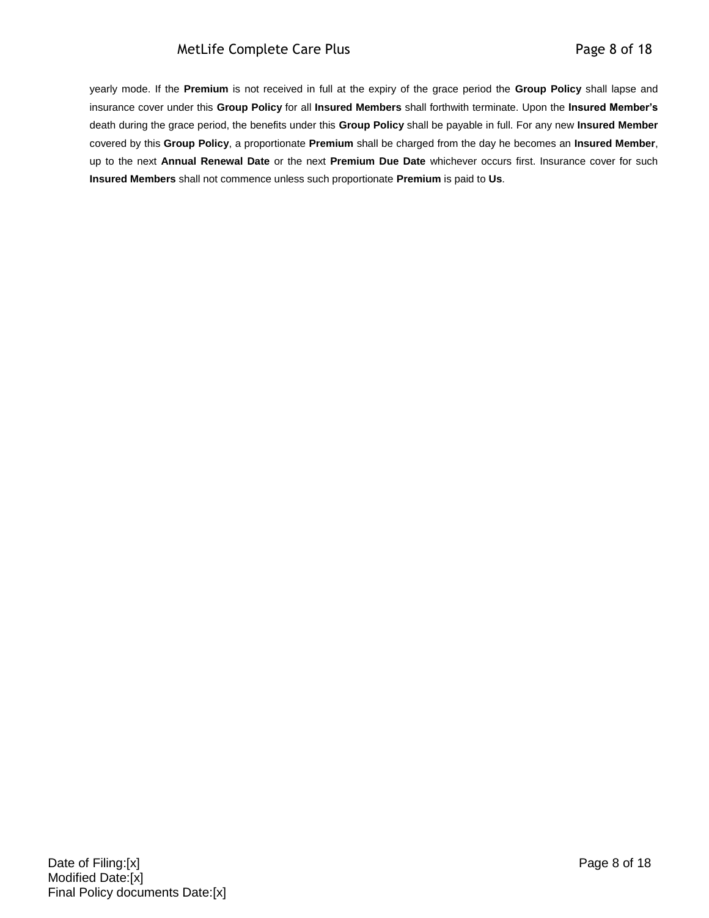yearly mode. If the **Premium** is not received in full at the expiry of the grace period the **Group Policy** shall lapse and insurance cover under this **Group Policy** for all **Insured Members** shall forthwith terminate. Upon the **Insured Member's** death during the grace period, the benefits under this **Group Policy** shall be payable in full. For any new **Insured Member** covered by this **Group Policy**, a proportionate **Premium** shall be charged from the day he becomes an **Insured Member**, up to the next **Annual Renewal Date** or the next **Premium Due Date** whichever occurs first. Insurance cover for such **Insured Members** shall not commence unless such proportionate **Premium** is paid to **Us**.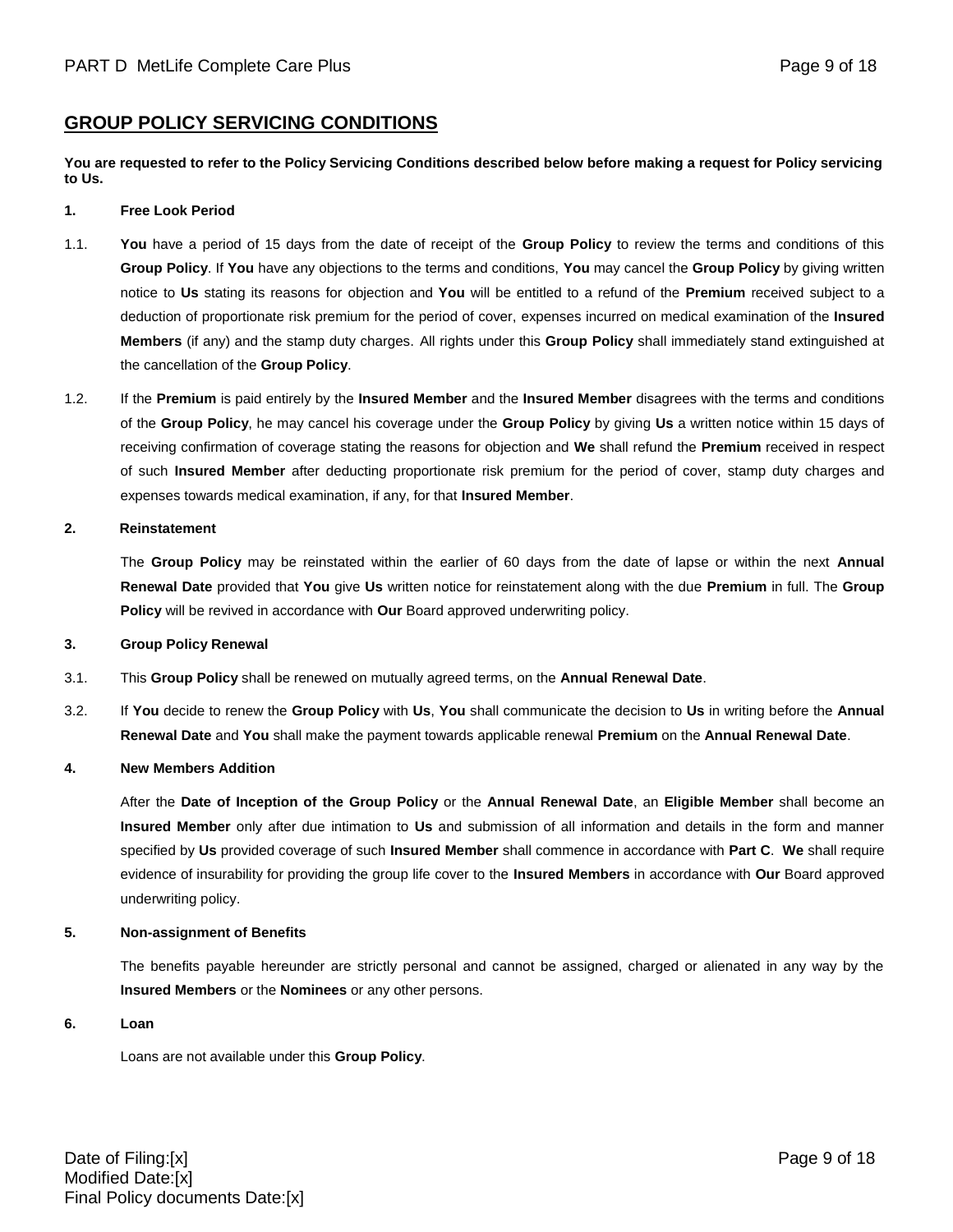## GROUP POLICY SERVICING CONDITIONS

**You are requested to refer to the Policy Servicing Conditions described below before making a request for Policy servicing to Us.**

**1. Free Look Period**

1.1. **You** have a period of 15 days from the date of receipt of the **Group Policy** to review the terms and conditions of this **Group Policy**. If **You** have any objections to the terms and conditions, **You** may cancel the **Group Policy** by giving written notice to **Us** stating its reasons for objection and **You** will be entitled to a refund of the **Premium** received subject to a deduction of proportionate risk premium for the period of cover, expenses incurred on medical examination of the **Insured Members** (if any) and the stamp duty charges. All rights under this **Group Policy** shall immediately stand extinguished at the cancellation of the **Group Policy**.

1.2. If the **Premium** is paid entirely by the **Insured Member** and the **Insured Member** disagrees with the terms and conditions of the **Group Policy**, he may cancel his coverage under the **Group Policy** by giving **Us** a written notice within 15 days of receiving confirmation of coverage stating the reasons for objection and **We** shall refund the **Premium** received in respect of such **Insured Member** after deducting proportionate risk premium for the period of cover, stamp duty charges and expenses towards medical examination, if any, for that **Insured Member**.

**2. Reinstatement**

The **Group Policy** may be reinstated within the earlier of 60 days from the date of lapse or within the next **Annual Renewal Date** provided that **You** give **Us** written notice for reinstatement along with the due **Premium** in full. The **Group Policy** will be revived in accordance with **Our** Board approved underwriting policy.

**3. Group Policy Renewal**

3.1. This **Group Policy** shall be renewed on mutually agreed terms, on the **Annual Renewal Date**.

3.2. If **You** decide to renew the **Group Policy** with **Us**, **You** shall communicate the decision to **Us** in writing before the **Annual Renewal Date** and **You** shall make the payment towards applicable renewal **Premium** on the **Annual Renewal Date**.

**4. New Members Addition**

After the **Date of Inception of the Group Policy** or the **Annual Renewal Date**, an **Eligible Member** shall become an **Insured Member** only after due intimation to **Us** and submission of all information and details in the form and manner specified by **Us** provided coverage of such **Insured Member** shall commence in accordance with **Part C**. **We** shall require evidence of insurability for providing the group life cover to the **Insured Members** in accordance with **Our** Board approved underwriting policy.

**5. Non-assignment of Benefits**

The benefits payable hereunder are strictly personal and cannot be assigned, charged or alienated in any way by the **Insured Members** or the **Nominees** or any other persons.

**6. Loan**

Loans are not available under this **Group Policy**.

Date of Filing:[x]
Modified Date:[x]
Final Policy documents Date:[x]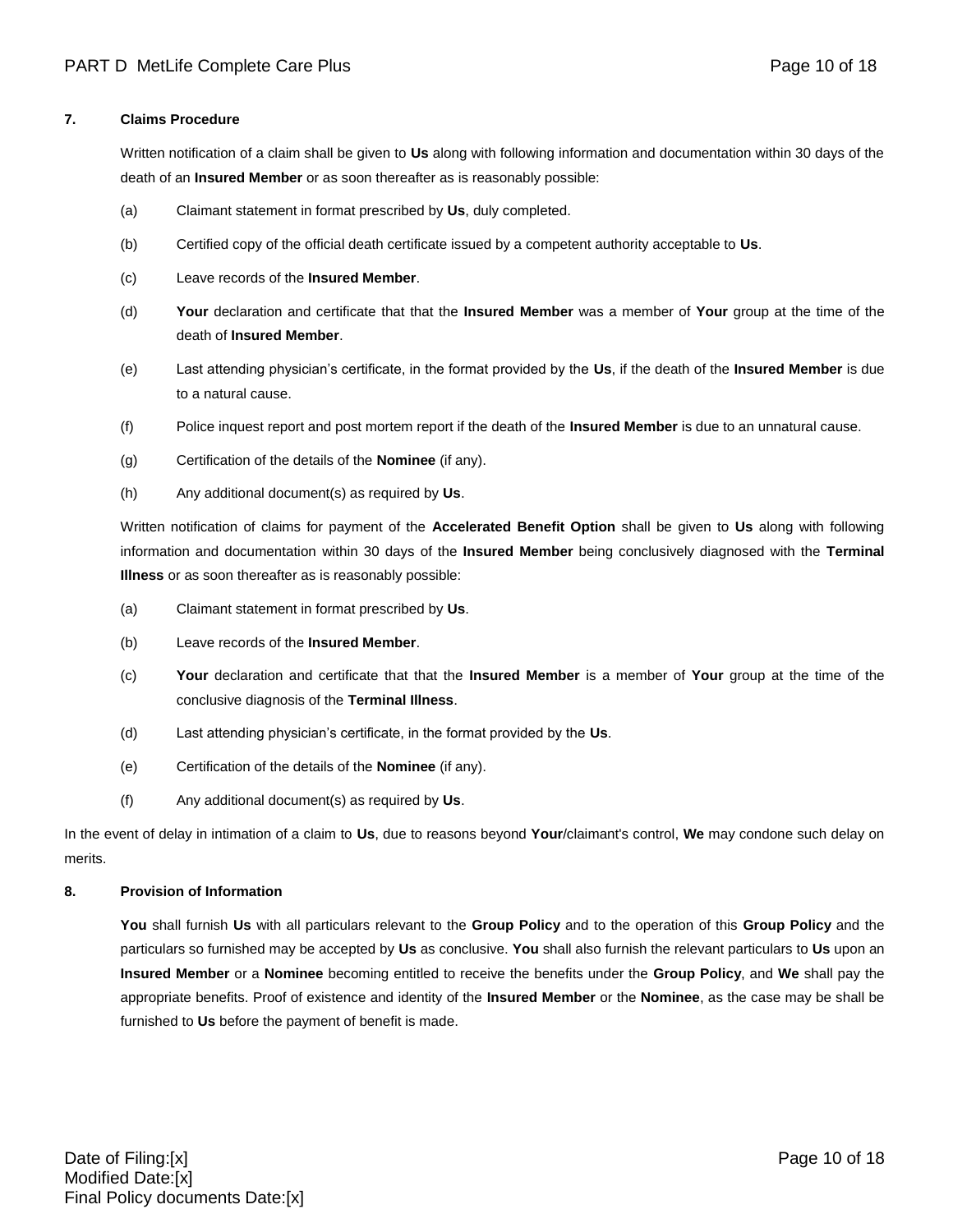**7. Claims Procedure**

Written notification of a claim shall be given to **Us** along with following information and documentation within 30 days of the death of an **Insured Member** or as soon thereafter as is reasonably possible:

(a) Claimant statement in format prescribed by **Us**, duly completed.

(b) Certified copy of the official death certificate issued by a competent authority acceptable to **Us**.

(c) Leave records of the **Insured Member**.

(d) **Your** declaration and certificate that that the **Insured Member** was a member of **Your** group at the time of the death of **Insured Member**.

(e) Last attending physician's certificate, in the format provided by the **Us**, if the death of the **Insured Member** is due to a natural cause.

(f) Police inquest report and post mortem report if the death of the **Insured Member** is due to an unnatural cause.

(g) Certification of the details of the **Nominee** (if any).

(h) Any additional document(s) as required by **Us**.

Written notification of claims for payment of the **Accelerated Benefit Option** shall be given to **Us** along with following information and documentation within 30 days of the **Insured Member** being conclusively diagnosed with the **Terminal Illness** or as soon thereafter as is reasonably possible:

(a) Claimant statement in format prescribed by **Us**.

(b) Leave records of the **Insured Member**.

(c) **Your** declaration and certificate that that the **Insured Member** is a member of **Your** group at the time of the conclusive diagnosis of the **Terminal Illness**.

(d) Last attending physician's certificate, in the format provided by the **Us**.

(e) Certification of the details of the **Nominee** (if any).

(f) Any additional document(s) as required by **Us**.

In the event of delay in intimation of a claim to **Us**, due to reasons beyond **Your**/claimant's control, **We** may condone such delay on merits.

**8. Provision of Information**

**You** shall furnish **Us** with all particulars relevant to the **Group Policy** and to the operation of this **Group Policy** and the particulars so furnished may be accepted by **Us** as conclusive. **You** shall also furnish the relevant particulars to **Us** upon an **Insured Member** or a **Nominee** becoming entitled to receive the benefits under the **Group Policy**, and **We** shall pay the appropriate benefits. Proof of existence and identity of the **Insured Member** or the **Nominee**, as the case may be shall be furnished to **Us** before the payment of benefit is made.

Date of Filing:[x]
Modified Date:[x]
Final Policy documents Date:[x]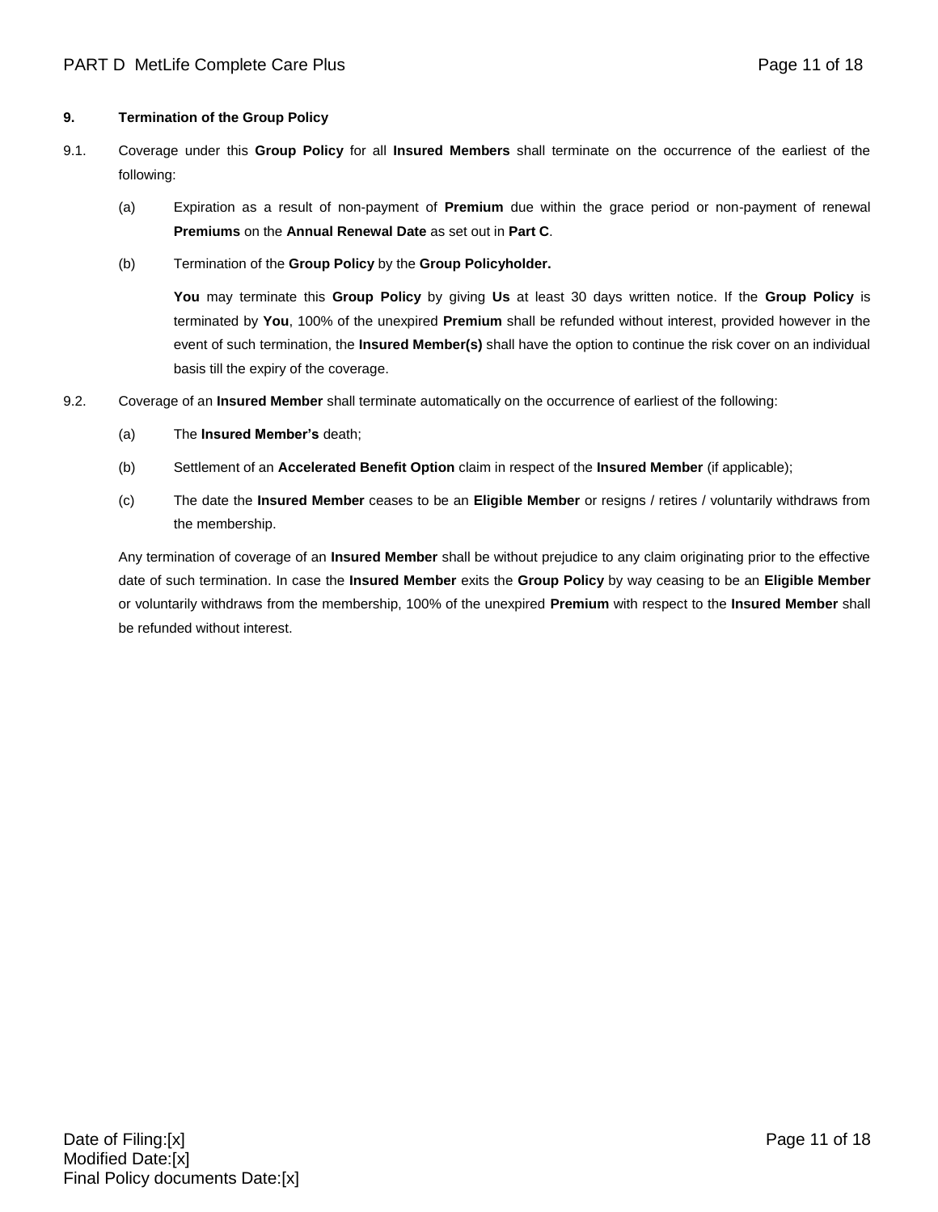**9. Termination of the Group Policy**

9.1. Coverage under this **Group Policy** for all **Insured Members** shall terminate on the occurrence of the earliest of the following:

(a) Expiration as a result of non-payment of **Premium** due within the grace period or non-payment of renewal **Premiums** on the **Annual Renewal Date** as set out in **Part C**.

(b) Termination of the **Group Policy** by the **Group Policyholder.**

**You** may terminate this **Group Policy** by giving **Us** at least 30 days written notice. If the **Group Policy** is terminated by **You**, 100% of the unexpired **Premium** shall be refunded without interest, provided however in the event of such termination, the **Insured Member(s)** shall have the option to continue the risk cover on an individual basis till the expiry of the coverage.

9.2. Coverage of an **Insured Member** shall terminate automatically on the occurrence of earliest of the following:

(a) The **Insured Member's** death;

(b) Settlement of an **Accelerated Benefit Option** claim in respect of the **Insured Member** (if applicable);

(c) The date the **Insured Member** ceases to be an **Eligible Member** or resigns / retires / voluntarily withdraws from the membership.

Any termination of coverage of an **Insured Member** shall be without prejudice to any claim originating prior to the effective date of such termination. In case the **Insured Member** exits the **Group Policy** by way ceasing to be an **Eligible Member** or voluntarily withdraws from the membership, 100% of the unexpired **Premium** with respect to the **Insured Member** shall be refunded without interest.

Date of Filing:[x]
Modified Date:[x]
Final Policy documents Date:[x]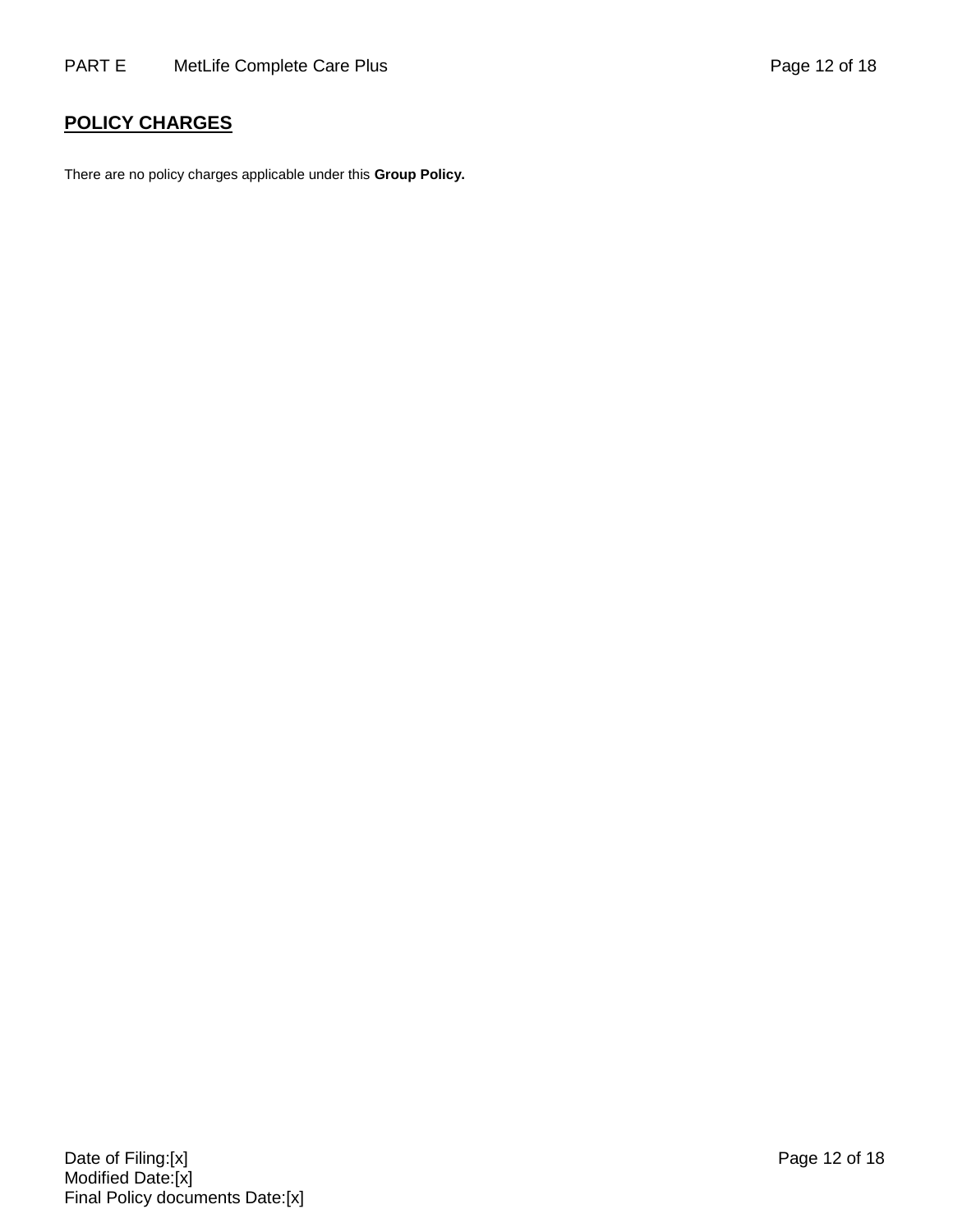## POLICY CHARGES

There are no policy charges applicable under this **Group Policy.**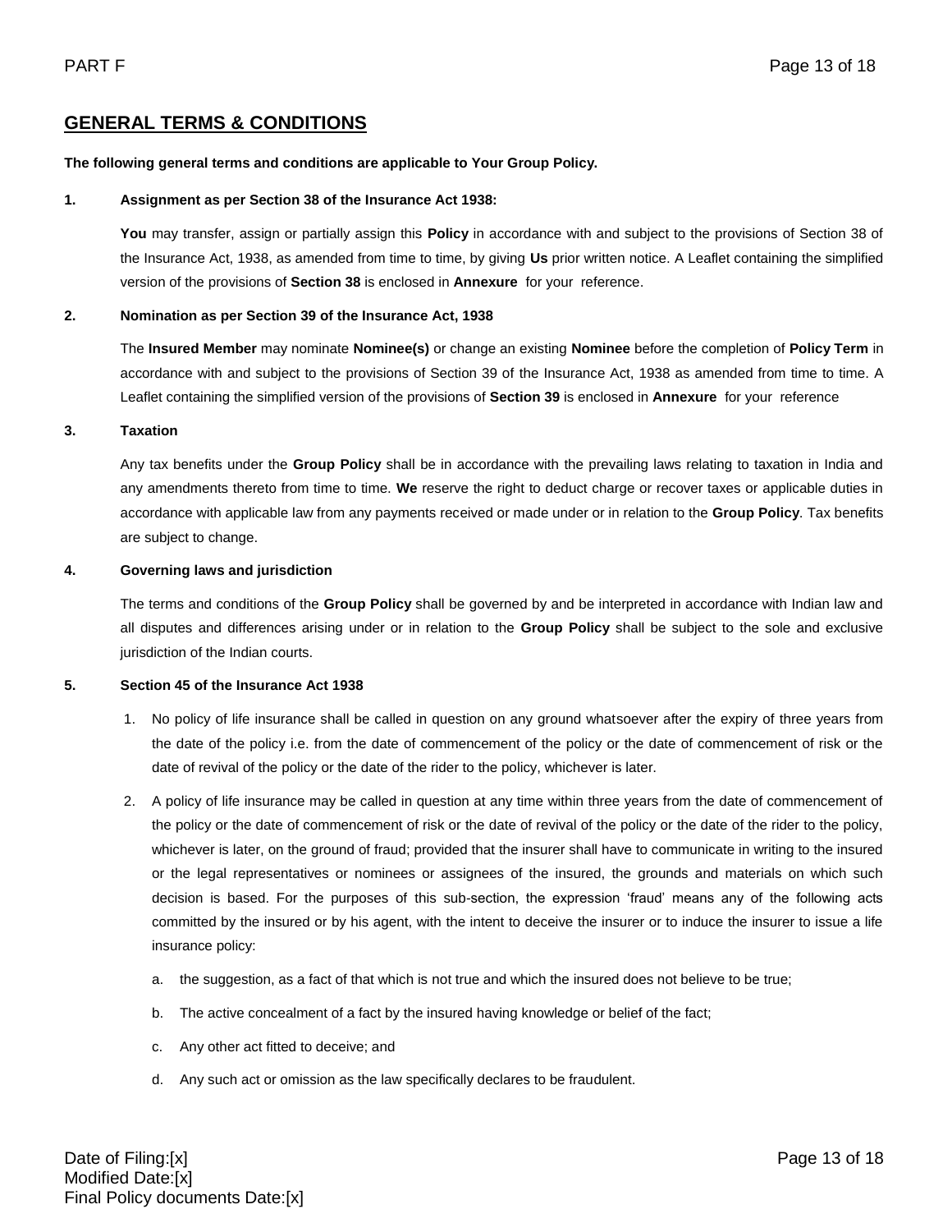## GENERAL TERMS & CONDITIONS

**The following general terms and conditions are applicable to Your Group Policy.**

**1. Assignment as per Section 38 of the Insurance Act 1938:**

**You** may transfer, assign or partially assign this **Policy** in accordance with and subject to the provisions of Section 38 of the Insurance Act, 1938, as amended from time to time, by giving **Us** prior written notice. A Leaflet containing the simplified version of the provisions of **Section 38** is enclosed in **Annexure** for your reference.

**2. Nomination as per Section 39 of the Insurance Act, 1938**

The **Insured Member** may nominate **Nominee(s)** or change an existing **Nominee** before the completion of **Policy Term** in accordance with and subject to the provisions of Section 39 of the Insurance Act, 1938 as amended from time to time. A Leaflet containing the simplified version of the provisions of **Section 39** is enclosed in **Annexure** for your reference

**3. Taxation**

Any tax benefits under the **Group Policy** shall be in accordance with the prevailing laws relating to taxation in India and any amendments thereto from time to time. **We** reserve the right to deduct charge or recover taxes or applicable duties in accordance with applicable law from any payments received or made under or in relation to the **Group Policy**. Tax benefits are subject to change.

**4. Governing laws and jurisdiction**

The terms and conditions of the **Group Policy** shall be governed by and be interpreted in accordance with Indian law and all disputes and differences arising under or in relation to the **Group Policy** shall be subject to the sole and exclusive jurisdiction of the Indian courts.

**5. Section 45 of the Insurance Act 1938**

1. No policy of life insurance shall be called in question on any ground whatsoever after the expiry of three years from the date of the policy i.e. from the date of commencement of the policy or the date of commencement of risk or the date of revival of the policy or the date of the rider to the policy, whichever is later.
2. A policy of life insurance may be called in question at any time within three years from the date of commencement of the policy or the date of commencement of risk or the date of revival of the policy or the date of the rider to the policy, whichever is later, on the ground of fraud; provided that the insurer shall have to communicate in writing to the insured or the legal representatives or nominees or assignees of the insured, the grounds and materials on which such decision is based. For the purposes of this sub-section, the expression 'fraud' means any of the following acts committed by the insured or by his agent, with the intent to deceive the insurer or to induce the insurer to issue a life insurance policy:
    a. the suggestion, as a fact of that which is not true and which the insured does not believe to be true;
    b. The active concealment of a fact by the insured having knowledge or belief of the fact;
    c. Any other act fitted to deceive; and
    d. Any such act or omission as the law specifically declares to be fraudulent.

Date of Filing:[x]
Modified Date:[x]
Final Policy documents Date:[x]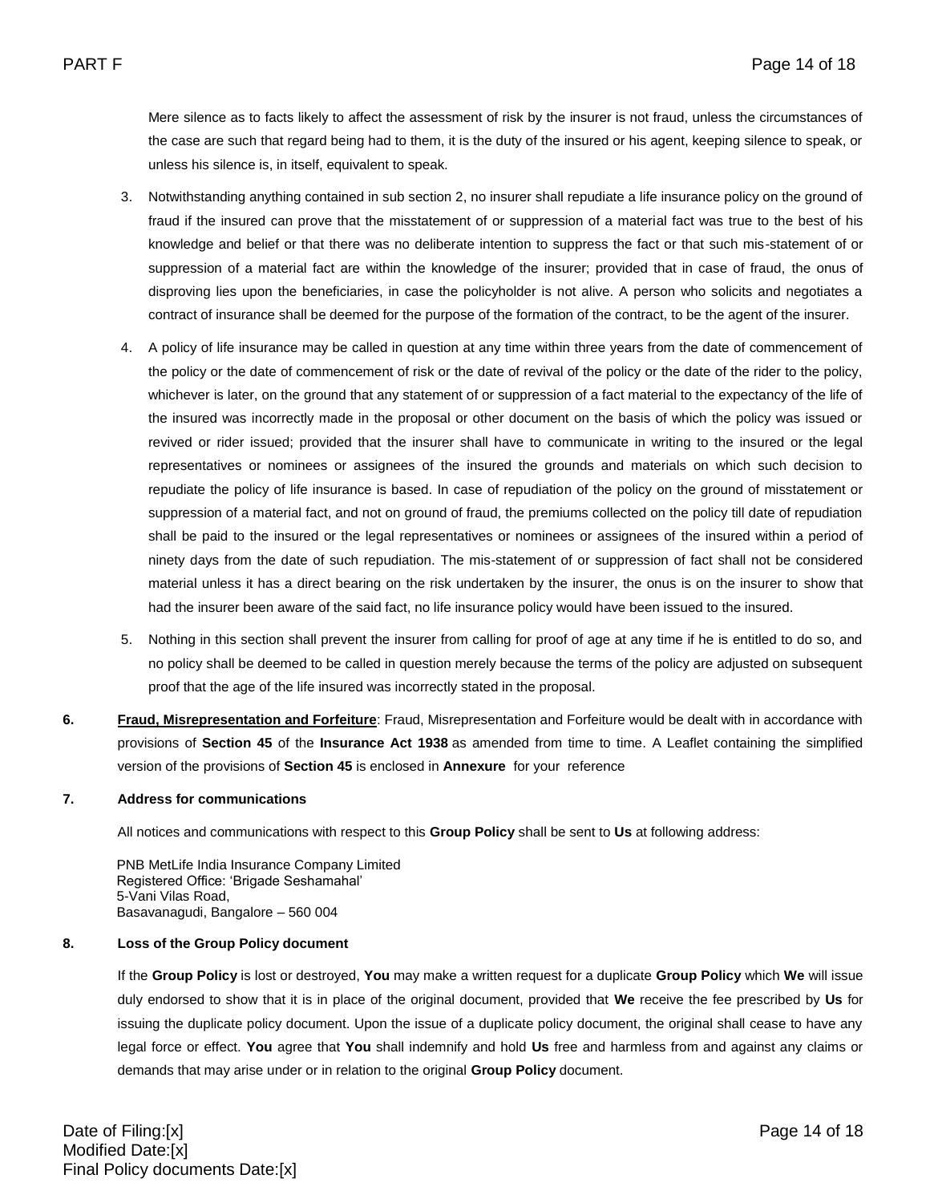Mere silence as to facts likely to affect the assessment of risk by the insurer is not fraud, unless the circumstances of the case are such that regard being had to them, it is the duty of the insured or his agent, keeping silence to speak, or unless his silence is, in itself, equivalent to speak.

3. Notwithstanding anything contained in sub section 2, no insurer shall repudiate a life insurance policy on the ground of fraud if the insured can prove that the misstatement of or suppression of a material fact was true to the best of his knowledge and belief or that there was no deliberate intention to suppress the fact or that such mis-statement of or suppression of a material fact are within the knowledge of the insurer; provided that in case of fraud, the onus of disproving lies upon the beneficiaries, in case the policyholder is not alive. A person who solicits and negotiates a contract of insurance shall be deemed for the purpose of the formation of the contract, to be the agent of the insurer.

4. A policy of life insurance may be called in question at any time within three years from the date of commencement of the policy or the date of commencement of risk or the date of revival of the policy or the date of the rider to the policy, whichever is later, on the ground that any statement of or suppression of a fact material to the expectancy of the life of the insured was incorrectly made in the proposal or other document on the basis of which the policy was issued or revived or rider issued; provided that the insurer shall have to communicate in writing to the insured or the legal representatives or nominees or assignees of the insured the grounds and materials on which such decision to repudiate the policy of life insurance is based. In case of repudiation of the policy on the ground of misstatement or suppression of a material fact, and not on ground of fraud, the premiums collected on the policy till date of repudiation shall be paid to the insured or the legal representatives or nominees or assignees of the insured within a period of ninety days from the date of such repudiation. The mis-statement of or suppression of fact shall not be considered material unless it has a direct bearing on the risk undertaken by the insurer, the onus is on the insurer to show that had the insurer been aware of the said fact, no life insurance policy would have been issued to the insured.

5. Nothing in this section shall prevent the insurer from calling for proof of age at any time if he is entitled to do so, and no policy shall be deemed to be called in question merely because the terms of the policy are adjusted on subsequent proof that the age of the life insured was incorrectly stated in the proposal.

**6.** **Fraud, Misrepresentation and Forfeiture**: Fraud, Misrepresentation and Forfeiture would be dealt with in accordance with provisions of **Section 45** of the **Insurance Act 1938** as amended from time to time. A Leaflet containing the simplified version of the provisions of **Section 45** is enclosed in **Annexure** for your reference

**7. Address for communications**

All notices and communications with respect to this **Group Policy** shall be sent to **Us** at following address:

PNB MetLife India Insurance Company Limited
Registered Office: 'Brigade Seshamahal'
5-Vani Vilas Road,
Basavanagudi, Bangalore – 560 004

**8. Loss of the Group Policy document**

If the **Group Policy** is lost or destroyed, **You** may make a written request for a duplicate **Group Policy** which **We** will issue duly endorsed to show that it is in place of the original document, provided that **We** receive the fee prescribed by **Us** for issuing the duplicate policy document. Upon the issue of a duplicate policy document, the original shall cease to have any legal force or effect. **You** agree that **You** shall indemnify and hold **Us** free and harmless from and against any claims or demands that may arise under or in relation to the original **Group Policy** document.

Date of Filing:[x]
Modified Date:[x]
Final Policy documents Date:[x]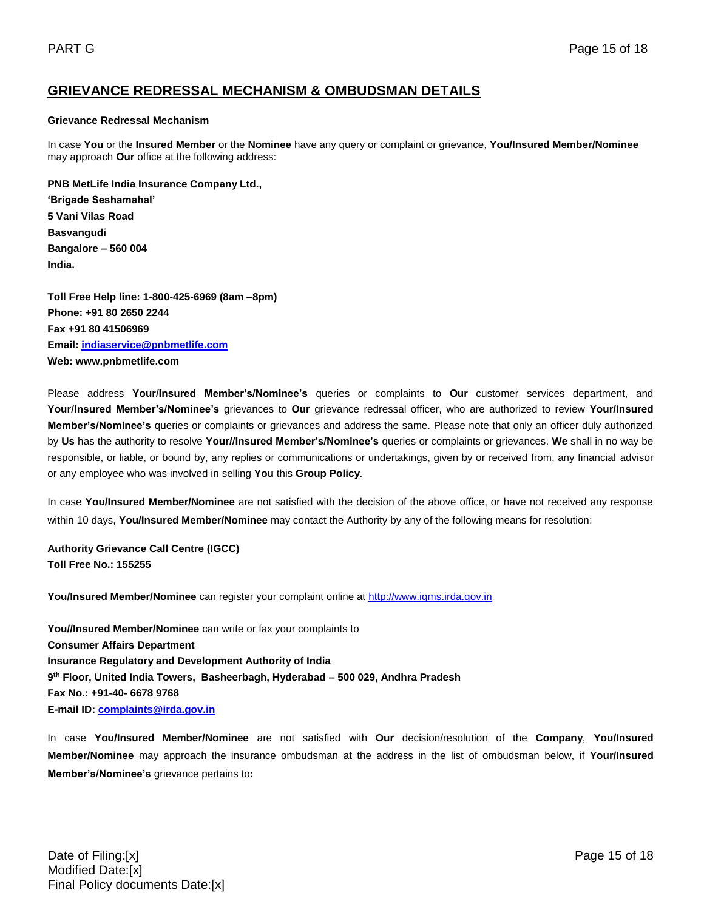## GRIEVANCE REDRESSAL MECHANISM & OMBUDSMAN DETAILS

**Grievance Redressal Mechanism**

In case **You** or the **Insured Member** or the **Nominee** have any query or complaint or grievance, **You/Insured Member/Nominee** may approach **Our** office at the following address:

**PNB MetLife India Insurance Company Ltd.,**
**'Brigade Seshamahal'**
**5 Vani Vilas Road**
**Basvangudi**
**Bangalore – 560 004**
**India.**

**Toll Free Help line: 1-800-425-6969 (8am –8pm)**
**Phone: +91 80 2650 2244**
**Fax +91 80 41506969**
**Email: indiaservice@pnbmetlife.com**
**Web: www.pnbmetlife.com**

Please address **Your/Insured Member's/Nominee's** queries or complaints to **Our** customer services department, and **Your/Insured Member's/Nominee's** grievances to **Our** grievance redressal officer, who are authorized to review **Your/Insured Member's/Nominee's** queries or complaints or grievances and address the same. Please note that only an officer duly authorized by **Us** has the authority to resolve **Your//Insured Member's/Nominee's** queries or complaints or grievances. **We** shall in no way be responsible, or liable, or bound by, any replies or communications or undertakings, given by or received from, any financial advisor or any employee who was involved in selling **You** this **Group Policy**.

In case **You/Insured Member/Nominee** are not satisfied with the decision of the above office, or have not received any response within 10 days, **You/Insured Member/Nominee** may contact the Authority by any of the following means for resolution:

**Authority Grievance Call Centre (IGCC)**
**Toll Free No.: 155255**

**You/Insured Member/Nominee** can register your complaint online at http://www.igms.irda.gov.in

**You//Insured Member/Nominee** can write or fax your complaints to
**Consumer Affairs Department**
**Insurance Regulatory and Development Authority of India**
**9th Floor, United India Towers, Basheerbagh, Hyderabad – 500 029, Andhra Pradesh**
**Fax No.: +91-40- 6678 9768**
**E-mail ID: complaints@irda.gov.in**

In case **You/Insured Member/Nominee** are not satisfied with **Our** decision/resolution of the **Company**, **You/Insured Member/Nominee** may approach the insurance ombudsman at the address in the list of ombudsman below, if **Your/Insured Member's/Nominee's** grievance pertains to**:**

Date of Filing:[x]
Modified Date:[x]
Final Policy documents Date:[x]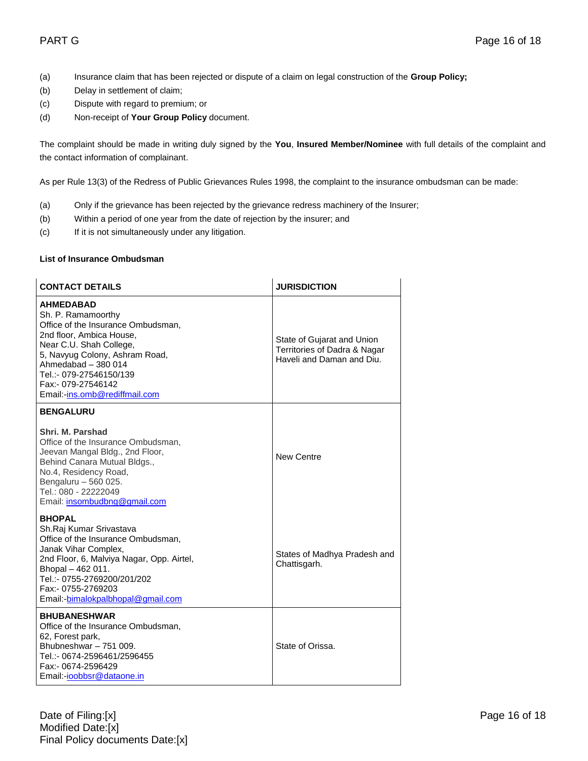(a) Insurance claim that has been rejected or dispute of a claim on legal construction of the **Group Policy;**

(b) Delay in settlement of claim;

(c) Dispute with regard to premium; or

(d) Non-receipt of **Your Group Policy** document.

The complaint should be made in writing duly signed by the **You**, **Insured Member/Nominee** with full details of the complaint and the contact information of complainant.

As per Rule 13(3) of the Redress of Public Grievances Rules 1998, the complaint to the insurance ombudsman can be made:

(a) Only if the grievance has been rejected by the grievance redress machinery of the Insurer;

(b) Within a period of one year from the date of rejection by the insurer; and

(c) If it is not simultaneously under any litigation.

**List of Insurance Ombudsman**

| CONTACT DETAILS | JURISDICTION |
|---|---|
| **AHMEDABAD**<br>Sh. P. Ramamoorthy<br>Office of the Insurance Ombudsman,<br>2nd floor, Ambica House,<br>Near C.U. Shah College,<br>5, Navyug Colony, Ashram Road,<br>Ahmedabad – 380 014<br>Tel.:- 079-27546150/139<br>Fax:- 079-27546142<br>Email:-ins.omb@rediffmail.com | State of Gujarat and Union Territories of Dadra & Nagar Haveli and Daman and Diu. |
| **BENGALURU**<br><br>**Shri. M. Parshad**<br>Office of the Insurance Ombudsman,<br>Jeevan Mangal Bldg., 2nd Floor,<br>Behind Canara Mutual Bldgs.,<br>No.4, Residency Road,<br>Bengaluru – 560 025.<br>Tel.: 080 - 22222049<br>Email: insombudbng@gmail.com | New Centre |
| **BHOPAL**<br>Sh.Raj Kumar Srivastava<br>Office of the Insurance Ombudsman,<br>Janak Vihar Complex,<br>2nd Floor, 6, Malviya Nagar, Opp. Airtel,<br>Bhopal – 462 011.<br>Tel.:- 0755-2769200/201/202<br>Fax:- 0755-2769203<br>Email:-bimalokpalbhopal@gmail.com | States of Madhya Pradesh and Chattisgarh. |
| **BHUBANESHWAR**<br>Office of the Insurance Ombudsman,<br>62, Forest park,<br>Bhubneshwar – 751 009.<br>Tel.:- 0674-2596461/2596455<br>Fax:- 0674-2596429<br>Email:-ioobbsr@dataone.in | State of Orissa. |

Date of Filing:[x]
Modified Date:[x]
Final Policy documents Date:[x]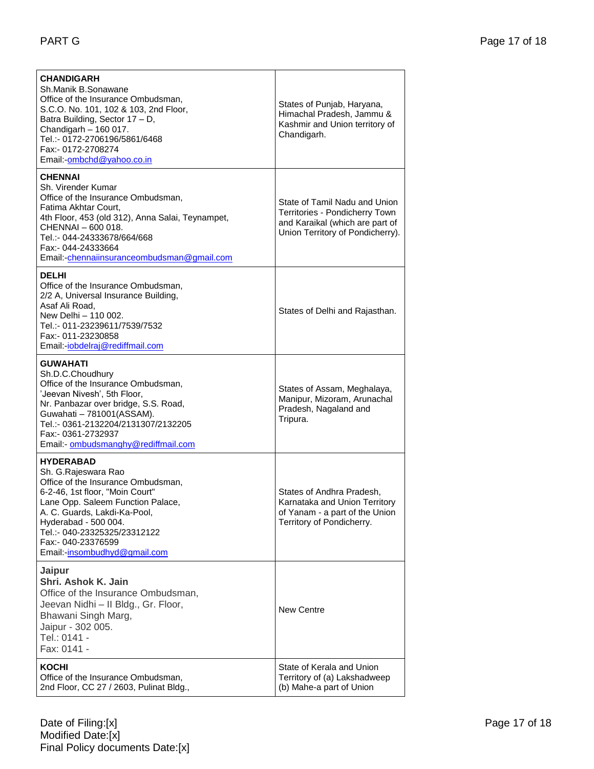| | |
|---|---|
| **CHANDIGARH**<br>Sh.Manik B.Sonawane<br>Office of the Insurance Ombudsman,<br>S.C.O. No. 101, 102 & 103, 2nd Floor,<br>Batra Building, Sector 17 – D,<br>Chandigarh – 160 017.<br>Tel.:- 0172-2706196/5861/6468<br>Fax:- 0172-2708274<br>Email:-ombchd@yahoo.co.in | States of Punjab, Haryana, Himachal Pradesh, Jammu & Kashmir and Union territory of Chandigarh. |
| **CHENNAI**<br>Sh. Virender Kumar<br>Office of the Insurance Ombudsman,<br>Fatima Akhtar Court,<br>4th Floor, 453 (old 312), Anna Salai, Teynampet,<br>CHENNAI – 600 018.<br>Tel.:- 044-24333678/664/668<br>Fax:- 044-24333664<br>Email:-chennaiinsuranceombudsman@gmail.com | State of Tamil Nadu and Union Territories - Pondicherry Town and Karaikal (which are part of Union Territory of Pondicherry). |
| **DELHI**<br>Office of the Insurance Ombudsman,<br>2/2 A, Universal Insurance Building,<br>Asaf Ali Road,<br>New Delhi – 110 002.<br>Tel.:- 011-23239611/7539/7532<br>Fax:- 011-23230858<br>Email:-iobdelraj@rediffmail.com | States of Delhi and Rajasthan. |
| **GUWAHATI**<br>Sh.D.C.Choudhury<br>Office of the Insurance Ombudsman,<br>'Jeevan Nivesh', 5th Floor,<br>Nr. Panbazar over bridge, S.S. Road,<br>Guwahati – 781001(ASSAM).<br>Tel.:- 0361-2132204/2131307/2132205<br>Fax:- 0361-2732937<br>Email:- ombudsmanghy@rediffmail.com | States of Assam, Meghalaya, Manipur, Mizoram, Arunachal Pradesh, Nagaland and Tripura. |
| **HYDERABAD**<br>Sh. G.Rajeswara Rao<br>Office of the Insurance Ombudsman,<br>6-2-46, 1st floor, "Moin Court"<br>Lane Opp. Saleem Function Palace,<br>A. C. Guards, Lakdi-Ka-Pool,<br>Hyderabad - 500 004.<br>Tel.:- 040-23325325/23312122<br>Fax:- 040-23376599<br>Email:-insombudhyd@gmail.com | States of Andhra Pradesh, Karnataka and Union Territory of Yanam - a part of the Union Territory of Pondicherry. |
| **Jaipur**<br>**Shri. Ashok K. Jain**<br>Office of the Insurance Ombudsman,<br>Jeevan Nidhi – II Bldg., Gr. Floor,<br>Bhawani Singh Marg,<br>Jaipur - 302 005.<br>Tel.: 0141 -<br>Fax: 0141 - | New Centre |
| **KOCHI**<br>Office of the Insurance Ombudsman,<br>2nd Floor, CC 27 / 2603, Pulinat Bldg., | State of Kerala and Union Territory of (a) Lakshadweep (b) Mahe-a part of Union |

Date of Filing:[x]
Modified Date:[x]
Final Policy documents Date:[x]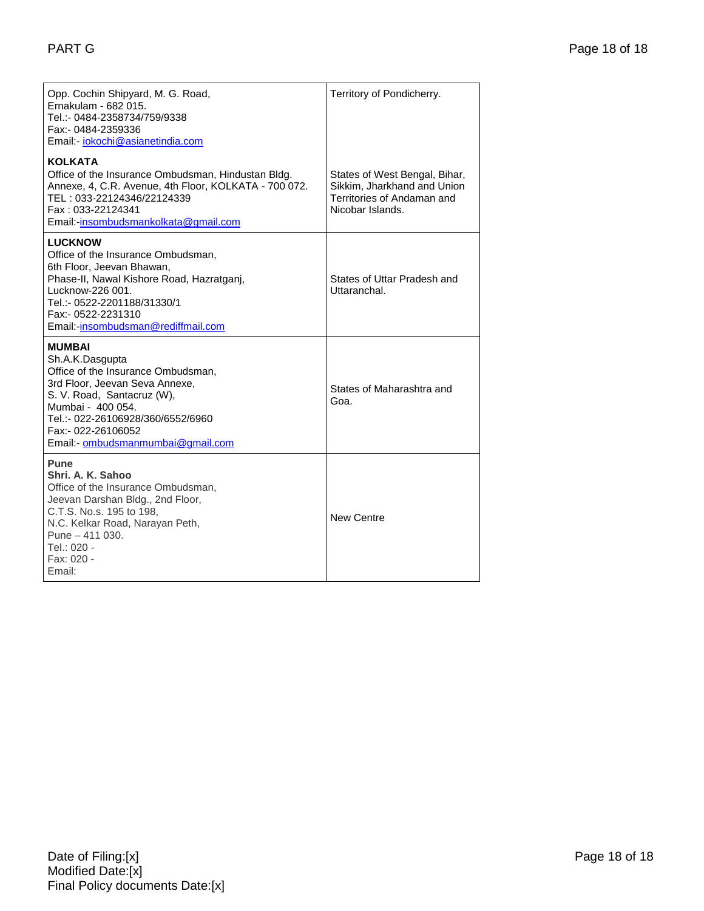| | |
|---|---|
| Opp. Cochin Shipyard, M. G. Road,<br>Ernakulam - 682 015.<br>Tel.:- 0484-2358734/759/9338<br>Fax:- 0484-2359336<br>Email:- iokochi@asianetindia.com | Territory of Pondicherry. |
| **KOLKATA**<br>Office of the Insurance Ombudsman, Hindustan Bldg. Annexe, 4, C.R. Avenue, 4th Floor, KOLKATA - 700 072.<br>TEL : 033-22124346/22124339<br>Fax : 033-22124341<br>Email:-insombudsmankolkata@gmail.com | States of West Bengal, Bihar, Sikkim, Jharkhand and Union Territories of Andaman and Nicobar Islands. |
| **LUCKNOW**<br>Office of the Insurance Ombudsman,<br>6th Floor, Jeevan Bhawan,<br>Phase-II, Nawal Kishore Road, Hazratganj,<br>Lucknow-226 001.<br>Tel.:- 0522-2201188/31330/1<br>Fax:- 0522-2231310<br>Email:-insombudsman@rediffmail.com | States of Uttar Pradesh and Uttaranchal. |
| **MUMBAI**<br>Sh.A.K.Dasgupta<br>Office of the Insurance Ombudsman,<br>3rd Floor, Jeevan Seva Annexe,<br>S. V. Road, Santacruz (W),<br>Mumbai - 400 054.<br>Tel.:- 022-26106928/360/6552/6960<br>Fax:- 022-26106052<br>Email:- ombudsmanmumbai@gmail.com | States of Maharashtra and Goa. |
| **Pune**<br>**Shri. A. K. Sahoo**<br>Office of the Insurance Ombudsman,<br>Jeevan Darshan Bldg., 2nd Floor,<br>C.T.S. No.s. 195 to 198,<br>N.C. Kelkar Road, Narayan Peth,<br>Pune – 411 030.<br>Tel.: 020 -<br>Fax: 020 -<br>Email: | New Centre |

Date of Filing:[x]
Modified Date:[x]
Final Policy documents Date:[x]